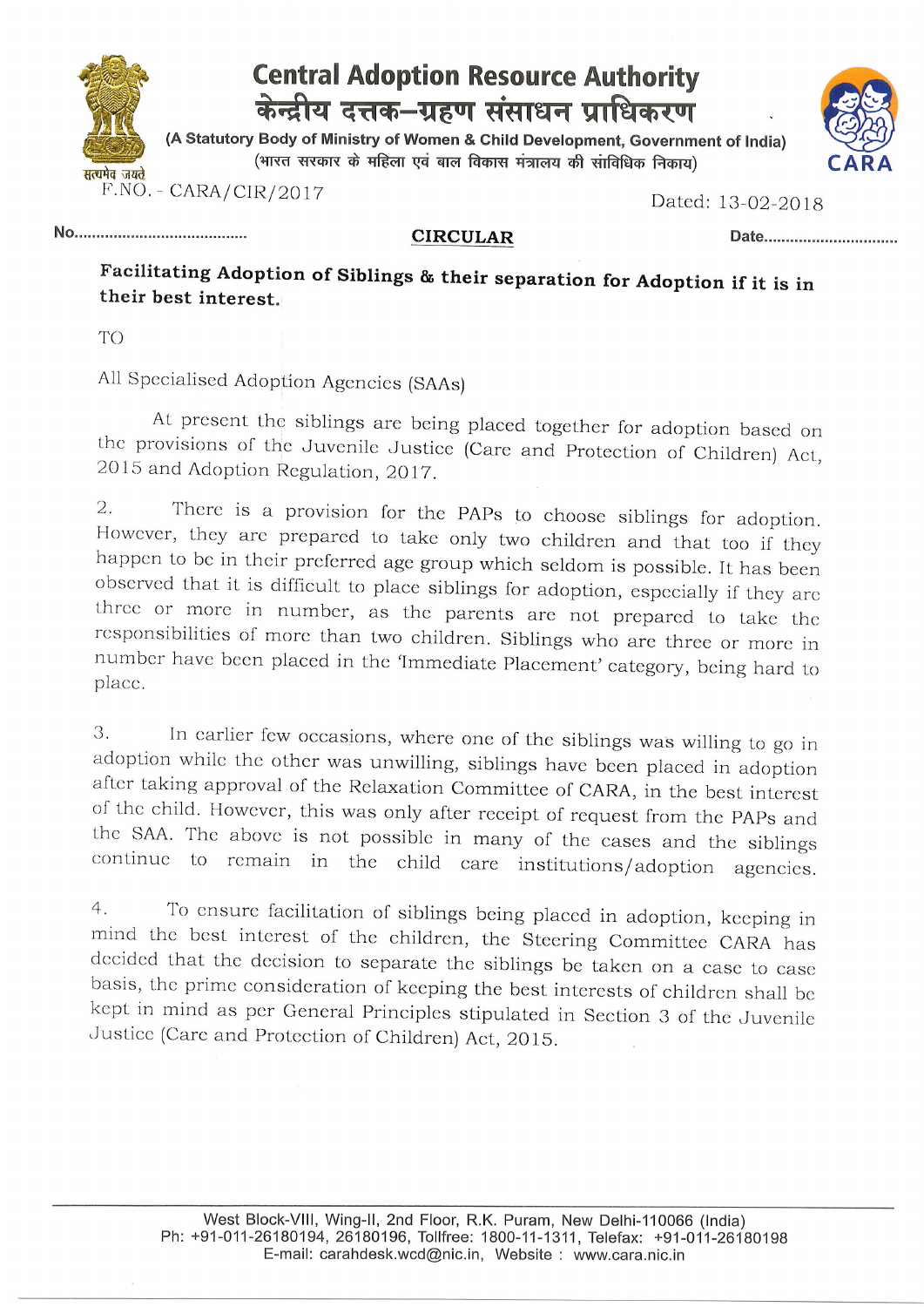# Central Adoption Resource Authority

# केन्द्रीय दत्तक–ग्रहण संसाधन प्राधिकरण

(A Statutory Body of Ministry of Women & Child Development, Government of India)

(भारत सरकार के महिला एवं बाल विकास मंत्रालय की सांविधिक निकाय)

सत्यमेव जयते

CARA

F.NO. - CARA/CIR/2017

Dated: 13-02-2018

No.......................................

Date..............................

**CIRCULAR**

**Facilitating Adoption of Siblings & their separation for Adoption if it is in their best interest.**

TO

All Specialised Adoption Agencies (SAAs)

At present the siblings are being placed together for adoption based on the provisions of the Juvenile Justice (Care and Protection of Children) Act, 2015 and Adoption Regulation, 2017.

2. There is a provision for the PAPs to choose siblings for adoption. However, they are prepared to take only two children and that too if they happen to be in their preferred age group which seldom is possible. It has been observed that it is difficult to place siblings for adoption, especially if they are three or more in number, as the parents are not prepared to take the responsibilities of more than two children. Siblings who are three or more in number have been placed in the 'Immediate Placement' category, being hard to place.

3. In earlier few occasions, where one of the siblings was willing to go in adoption while the other was unwilling, siblings have been placed in adoption after taking approval of the Relaxation Committee of CARA, in the best interest of the child. However, this was only after receipt of request from the PAPs and the SAA. The above is not possible in many of the cases and the siblings continue to remain in the child care institutions/adoption agencies.

4. To ensure facilitation of siblings being placed in adoption, keeping in mind the best interest of the children, the Steering Committee CARA has decided that the decision to separate the siblings be taken on a case to case basis, the prime consideration of keeping the best interests of children shall be kept in mind as per General Principles stipulated in Section 3 of the Juvenile Justice (Care and Protection of Children) Act, 2015.

West Block-VIII, Wing-II, 2nd Floor, R.K. Puram, New Delhi-110066 (India)
Ph: +91-011-26180194, 26180196, Tollfree: 1800-11-1311, Telefax: +91-011-26180198
E-mail: carahdesk.wcd@nic.in, Website : www.cara.nic.in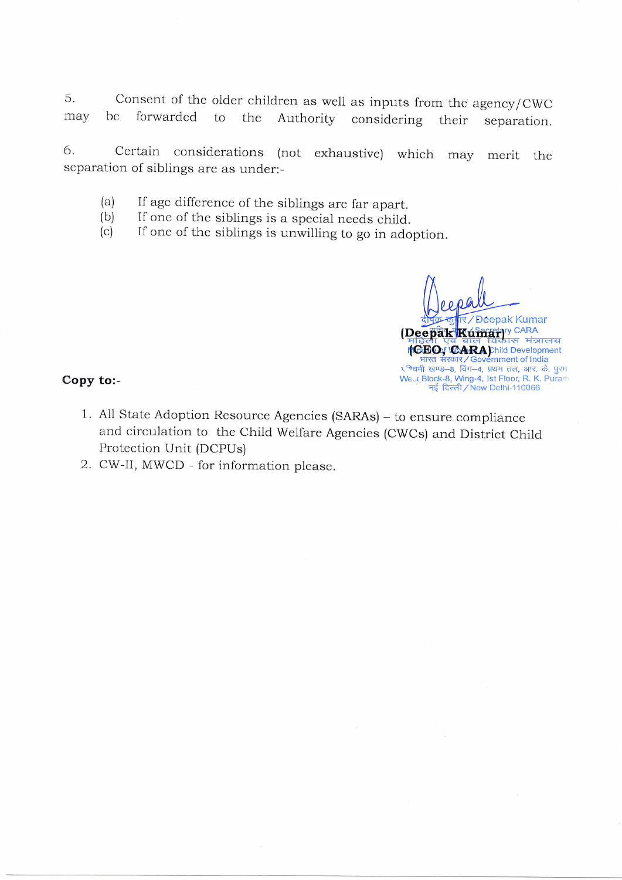5. Consent of the older children as well as inputs from the agency/CWC may be forwarded to the Authority considering their separation.

6. Certain considerations (not exhaustive) which may merit the separation of siblings are as under:-

(a) If age difference of the siblings are far apart.
(b) If one of the siblings is a special needs child.
(c) If one of the siblings is unwilling to go in adoption.

(Deepak Kumar)
(CEO, CARA)

दीपक कुमार / Deepak Kumar
सचिव / Secretary CARA
महिला एवं बाल विकास मंत्रालय
Ministry of Women & Child Development
भारत सरकार / Government of India
पश्चिमी खण्ड–8, विंग–4, प्रथम तल, आर. के. पुरम
West Block-8, Wing-4, Ist Floor, R. K. Puram
नई दिल्ली / New Delhi-110066

**Copy to:-**

1. All State Adoption Resource Agencies (SARAs) – to ensure compliance and circulation to the Child Welfare Agencies (CWCs) and District Child Protection Unit (DCPUs)
2. CW-II, MWCD - for information please.